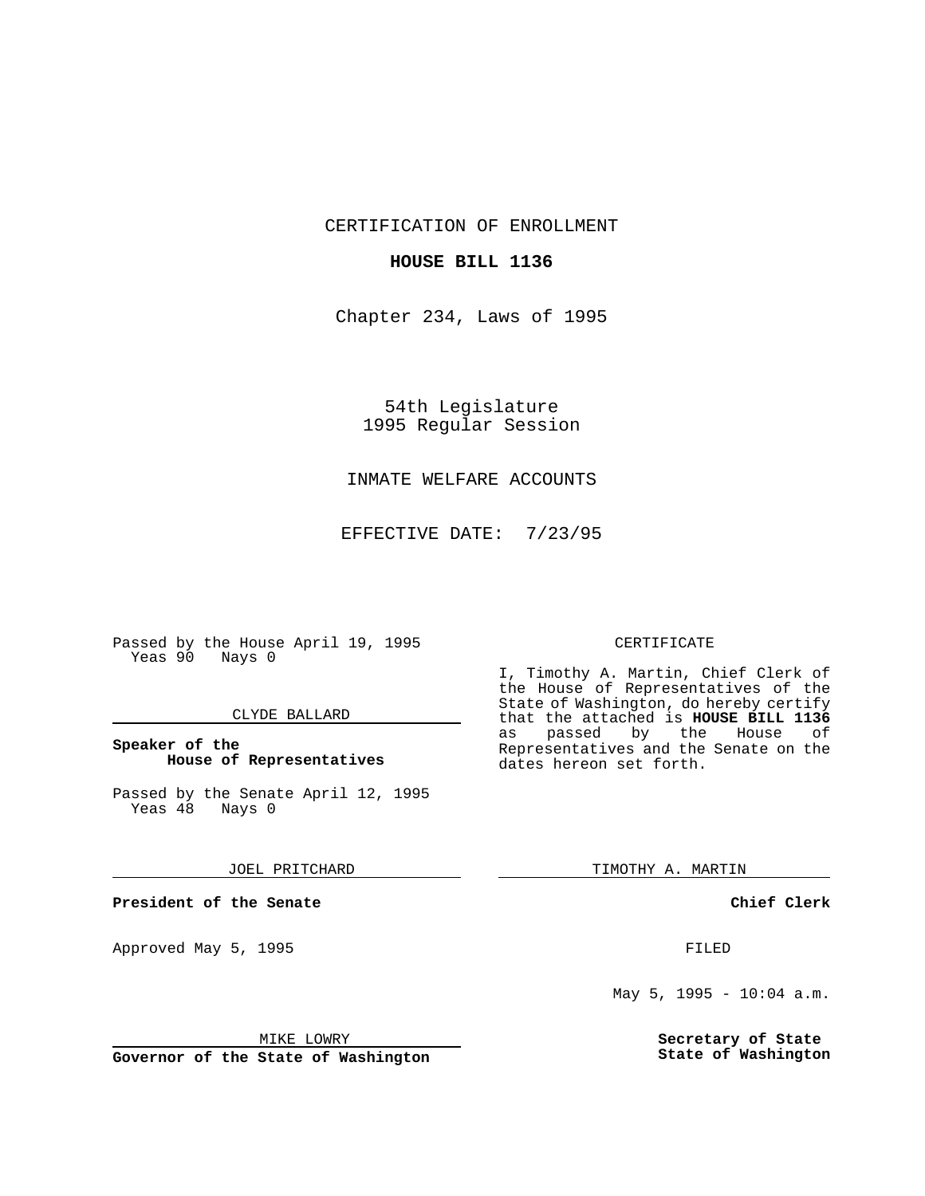CERTIFICATION OF ENROLLMENT

**HOUSE BILL 1136**

Chapter 234, Laws of 1995

54th Legislature
1995 Regular Session

INMATE WELFARE ACCOUNTS

EFFECTIVE DATE: 7/23/95

Passed by the House April 19, 1995
Yeas 90 Nays 0

CLYDE BALLARD

**Speaker of the House of Representatives**

Passed by the Senate April 12, 1995
Yeas 48 Nays 0

JOEL PRITCHARD

**President of the Senate**

Approved May 5, 1995

MIKE LOWRY

**Governor of the State of Washington**

CERTIFICATE

I, Timothy A. Martin, Chief Clerk of the House of Representatives of the State of Washington, do hereby certify that the attached is **HOUSE BILL 1136** as passed by the House of Representatives and the Senate on the dates hereon set forth.

TIMOTHY A. MARTIN

**Chief Clerk**

FILED

May 5, 1995 - 10:04 a.m.

**Secretary of State**
**State of Washington**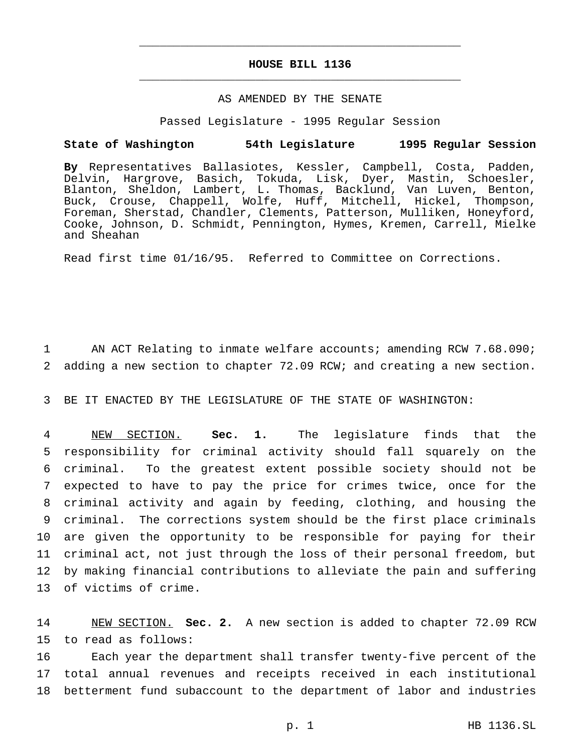# HOUSE BILL 1136

AS AMENDED BY THE SENATE

Passed Legislature - 1995 Regular Session

**State of Washington 54th Legislature 1995 Regular Session**

**By** Representatives Ballasiotes, Kessler, Campbell, Costa, Padden, Delvin, Hargrove, Basich, Tokuda, Lisk, Dyer, Mastin, Schoesler, Blanton, Sheldon, Lambert, L. Thomas, Backlund, Van Luven, Benton, Buck, Crouse, Chappell, Wolfe, Huff, Mitchell, Hickel, Thompson, Foreman, Sherstad, Chandler, Clements, Patterson, Mulliken, Honeyford, Cooke, Johnson, D. Schmidt, Pennington, Hymes, Kremen, Carrell, Mielke and Sheahan

Read first time 01/16/95. Referred to Committee on Corrections.

1 AN ACT Relating to inmate welfare accounts; amending RCW 7.68.090;
2 adding a new section to chapter 72.09 RCW; and creating a new section.

3 BE IT ENACTED BY THE LEGISLATURE OF THE STATE OF WASHINGTON:

4 NEW SECTION. **Sec. 1.** The legislature finds that the
5 responsibility for criminal activity should fall squarely on the
6 criminal. To the greatest extent possible society should not be
7 expected to have to pay the price for crimes twice, once for the
8 criminal activity and again by feeding, clothing, and housing the
9 criminal. The corrections system should be the first place criminals
10 are given the opportunity to be responsible for paying for their
11 criminal act, not just through the loss of their personal freedom, but
12 by making financial contributions to alleviate the pain and suffering
13 of victims of crime.

14 NEW SECTION. **Sec. 2.** A new section is added to chapter 72.09 RCW
15 to read as follows:

16 Each year the department shall transfer twenty-five percent of the
17 total annual revenues and receipts received in each institutional
18 betterment fund subaccount to the department of labor and industries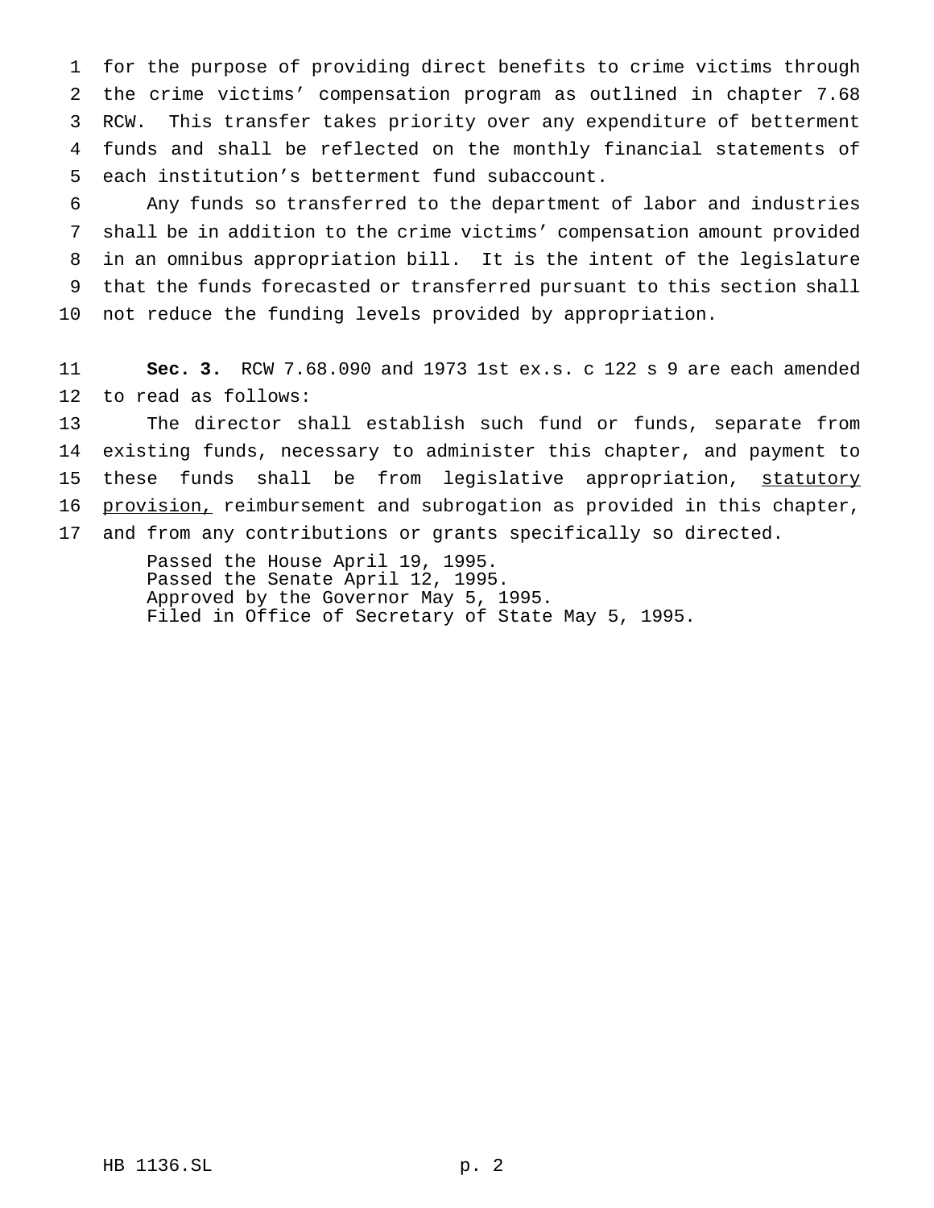for the purpose of providing direct benefits to crime victims through the crime victims' compensation program as outlined in chapter 7.68 RCW. This transfer takes priority over any expenditure of betterment funds and shall be reflected on the monthly financial statements of each institution's betterment fund subaccount.

Any funds so transferred to the department of labor and industries shall be in addition to the crime victims' compensation amount provided in an omnibus appropriation bill. It is the intent of the legislature that the funds forecasted or transferred pursuant to this section shall not reduce the funding levels provided by appropriation.

**Sec. 3.** RCW 7.68.090 and 1973 1st ex.s. c 122 s 9 are each amended to read as follows:

The director shall establish such fund or funds, separate from existing funds, necessary to administer this chapter, and payment to these funds shall be from legislative appropriation, <u>statutory provision,</u> reimbursement and subrogation as provided in this chapter, and from any contributions or grants specifically so directed.

Passed the House April 19, 1995.
Passed the Senate April 12, 1995.
Approved by the Governor May 5, 1995.
Filed in Office of Secretary of State May 5, 1995.